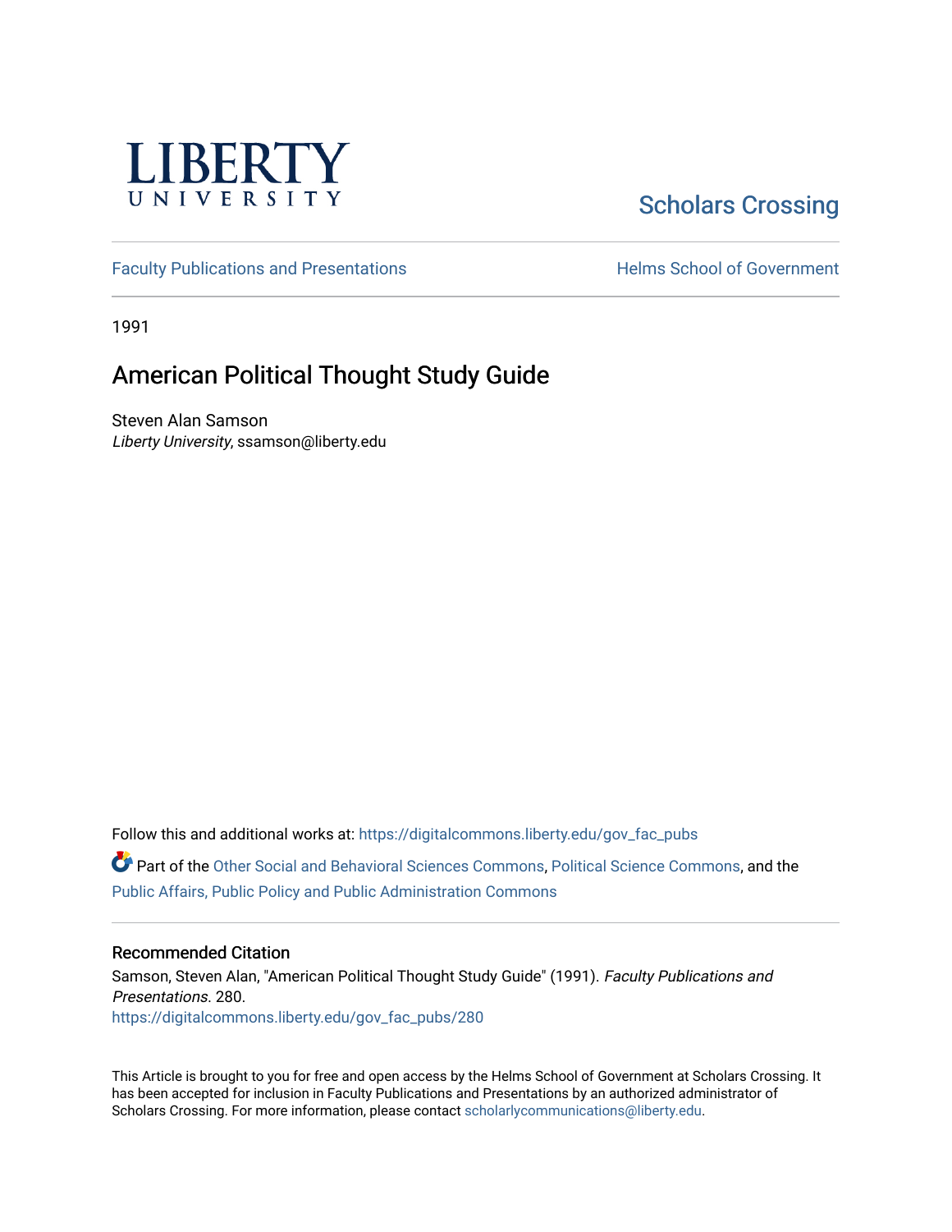LIBERTY UNIVERSITY

Scholars Crossing

Faculty Publications and Presentations

Helms School of Government

1991

# American Political Thought Study Guide

Steven Alan Samson
*Liberty University*, ssamson@liberty.edu

Follow this and additional works at: https://digitalcommons.liberty.edu/gov_fac_pubs

Part of the Other Social and Behavioral Sciences Commons, Political Science Commons, and the Public Affairs, Public Policy and Public Administration Commons

## Recommended Citation

Samson, Steven Alan, "American Political Thought Study Guide" (1991). *Faculty Publications and Presentations*. 280.
https://digitalcommons.liberty.edu/gov_fac_pubs/280

This Article is brought to you for free and open access by the Helms School of Government at Scholars Crossing. It has been accepted for inclusion in Faculty Publications and Presentations by an authorized administrator of Scholars Crossing. For more information, please contact scholarlycommunications@liberty.edu.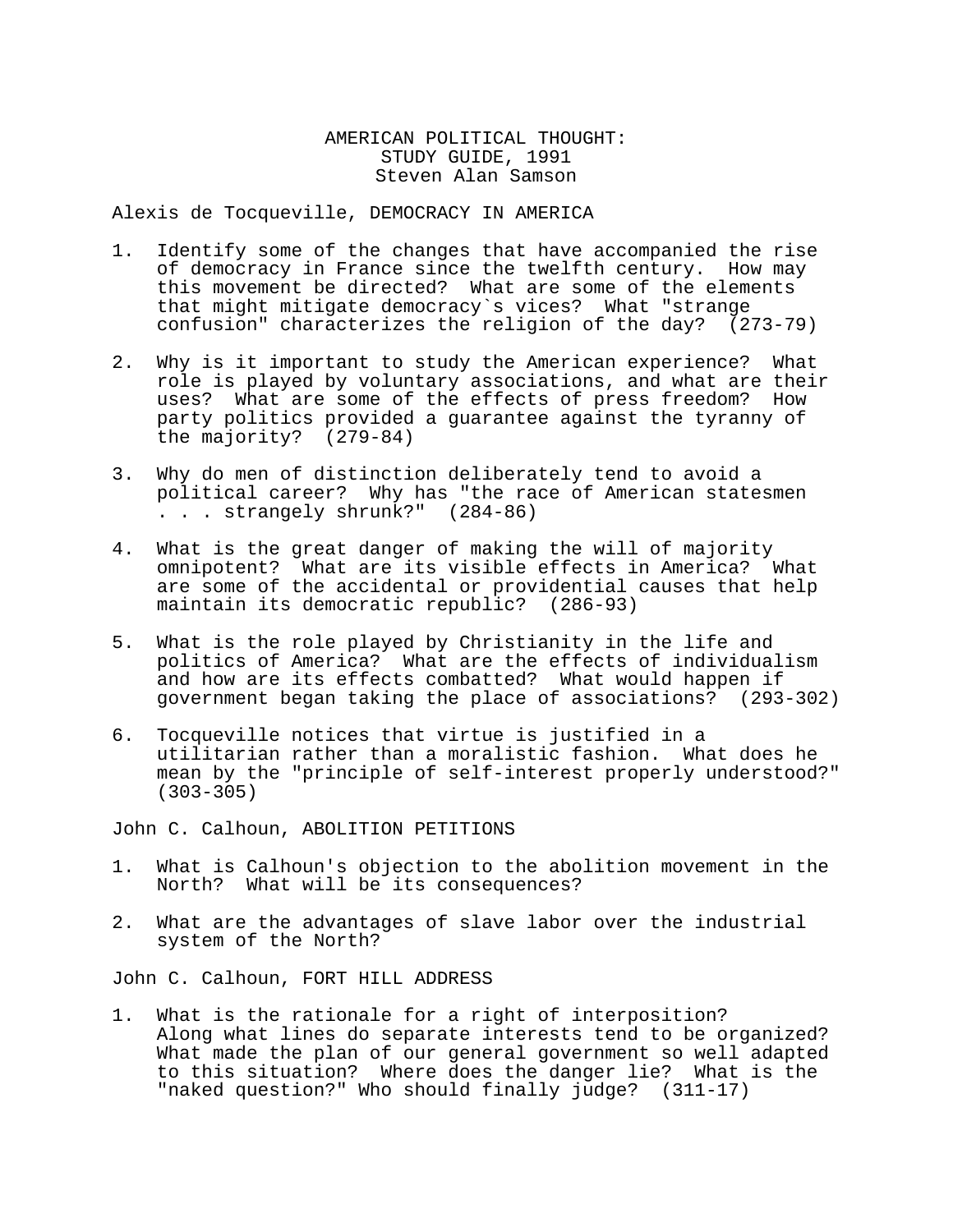# AMERICAN POLITICAL THOUGHT:
## STUDY GUIDE, 1991
### Steven Alan Samson

Alexis de Tocqueville, DEMOCRACY IN AMERICA

1. Identify some of the changes that have accompanied the rise of democracy in France since the twelfth century. How may this movement be directed? What are some of the elements that might mitigate democracy`s vices? What "strange confusion" characterizes the religion of the day? (273-79)

2. Why is it important to study the American experience? What role is played by voluntary associations, and what are their uses? What are some of the effects of press freedom? How party politics provided a guarantee against the tyranny of the majority? (279-84)

3. Why do men of distinction deliberately tend to avoid a political career? Why has "the race of American statesmen . . . strangely shrunk?" (284-86)

4. What is the great danger of making the will of majority omnipotent? What are its visible effects in America? What are some of the accidental or providential causes that help maintain its democratic republic? (286-93)

5. What is the role played by Christianity in the life and politics of America? What are the effects of individualism and how are its effects combatted? What would happen if government began taking the place of associations? (293-302)

6. Tocqueville notices that virtue is justified in a utilitarian rather than a moralistic fashion. What does he mean by the "principle of self-interest properly understood?" (303-305)

John C. Calhoun, ABOLITION PETITIONS

1. What is Calhoun's objection to the abolition movement in the North? What will be its consequences?

2. What are the advantages of slave labor over the industrial system of the North?

John C. Calhoun, FORT HILL ADDRESS

1. What is the rationale for a right of interposition? Along what lines do separate interests tend to be organized? What made the plan of our general government so well adapted to this situation? Where does the danger lie? What is the "naked question?" Who should finally judge? (311-17)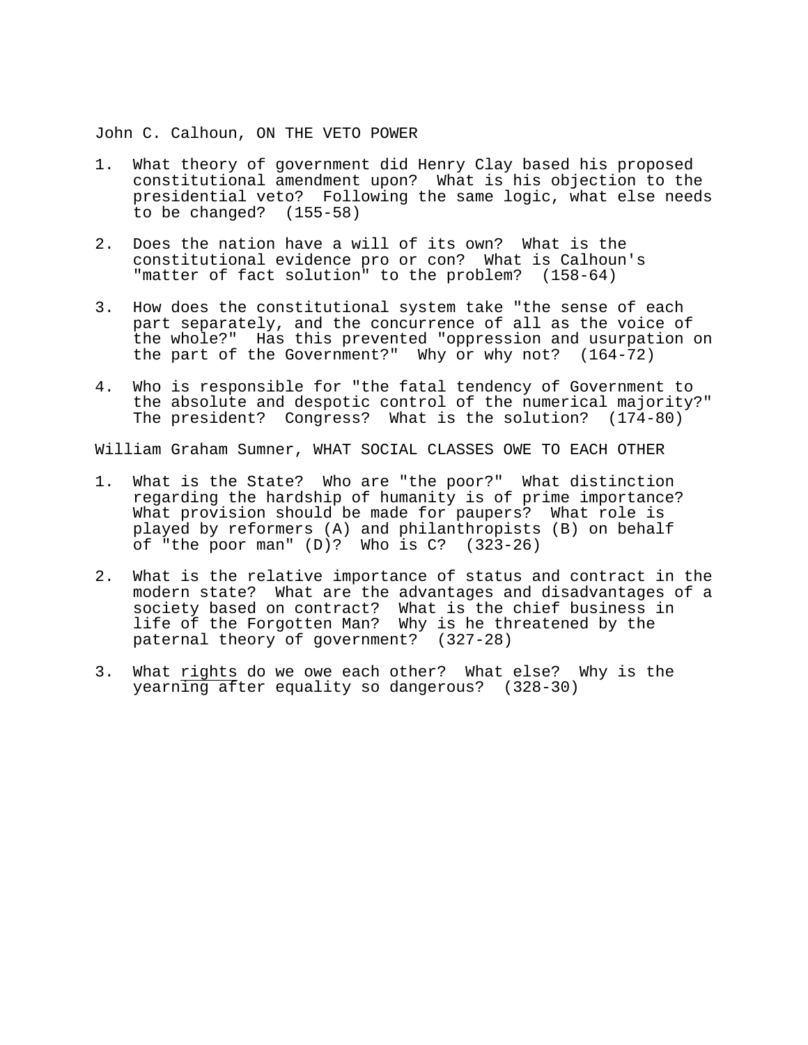John C. Calhoun, ON THE VETO POWER

1. What theory of government did Henry Clay based his proposed constitutional amendment upon? What is his objection to the presidential veto? Following the same logic, what else needs to be changed? (155-58)

2. Does the nation have a will of its own? What is the constitutional evidence pro or con? What is Calhoun's "matter of fact solution" to the problem? (158-64)

3. How does the constitutional system take "the sense of each part separately, and the concurrence of all as the voice of the whole?" Has this prevented "oppression and usurpation on the part of the Government?" Why or why not? (164-72)

4. Who is responsible for "the fatal tendency of Government to the absolute and despotic control of the numerical majority?" The president? Congress? What is the solution? (174-80)

William Graham Sumner, WHAT SOCIAL CLASSES OWE TO EACH OTHER

1. What is the State? Who are "the poor?" What distinction regarding the hardship of humanity is of prime importance? What provision should be made for paupers? What role is played by reformers (A) and philanthropists (B) on behalf of "the poor man" (D)? Who is C? (323-26)

2. What is the relative importance of status and contract in the modern state? What are the advantages and disadvantages of a society based on contract? What is the chief business in life of the Forgotten Man? Why is he threatened by the paternal theory of government? (327-28)

3. What <u>rights</u> do we owe each other? What else? Why is the yearning after equality so dangerous? (328-30)